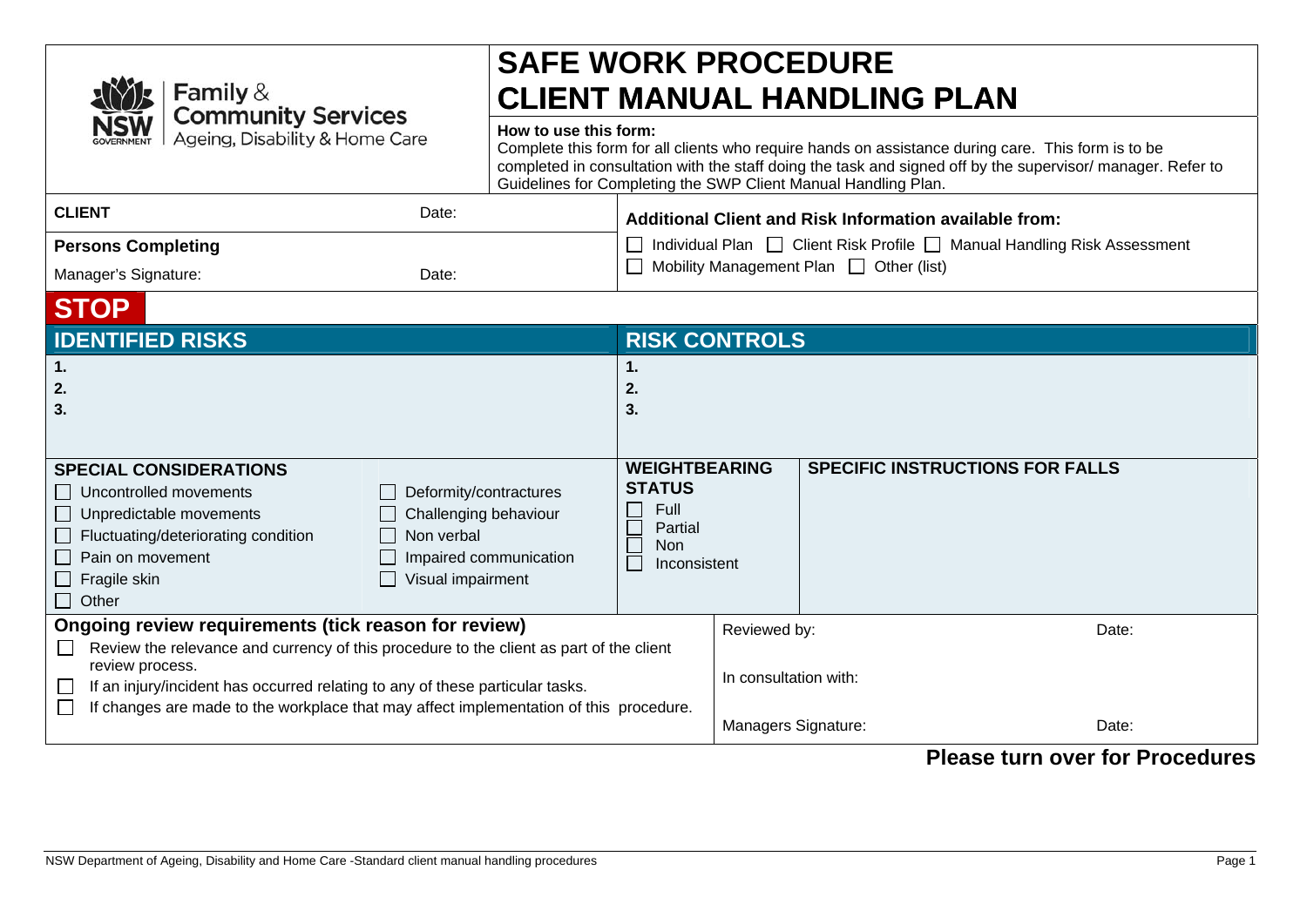Family & Community Services
Ageing, Disability & Home Care

# SAFE WORK PROCEDURE
# CLIENT MANUAL HANDLING PLAN

**How to use this form:**
Complete this form for all clients who require hands on assistance during care. This form is to be completed in consultation with the staff doing the task and signed off by the supervisor/ manager. Refer to Guidelines for Completing the SWP Client Manual Handling Plan.

| | |
|---|---|
| **CLIENT** Date: | **Additional Client and Risk Information available from:** |
| **Persons Completing**<br>Manager's Signature: Date: | ☐ Individual Plan ☐ Client Risk Profile ☐ Manual Handling Risk Assessment<br>☐ Mobility Management Plan ☐ Other (list) |

## STOP

| IDENTIFIED RISKS | RISK CONTROLS |
|---|---|
| **1.**<br>**2.**<br>**3.** | **1.**<br>**2.**<br>**3.** |

| SPECIAL CONSIDERATIONS | | WEIGHTBEARING STATUS | SPECIFIC INSTRUCTIONS FOR FALLS |
|---|---|---|---|
| ☐ Uncontrolled movements<br>☐ Unpredictable movements<br>☐ Fluctuating/deteriorating condition<br>☐ Pain on movement<br>☐ Fragile skin<br>☐ Other | ☐ Deformity/contractures<br>☐ Challenging behaviour<br>☐ Non verbal<br>☐ Impaired communication<br>☐ Visual impairment | ☐ Full<br>☐ Partial<br>☐ Non<br>☐ Inconsistent | |

| **Ongoing review requirements (tick reason for review)** | |
|---|---|
| ☐ Review the relevance and currency of this procedure to the client as part of the client review process.<br>☐ If an injury/incident has occurred relating to any of these particular tasks.<br>☐ If changes are made to the workplace that may affect implementation of this procedure. | Reviewed by: Date:<br><br>In consultation with:<br><br>Managers Signature: Date: |

**Please turn over for Procedures**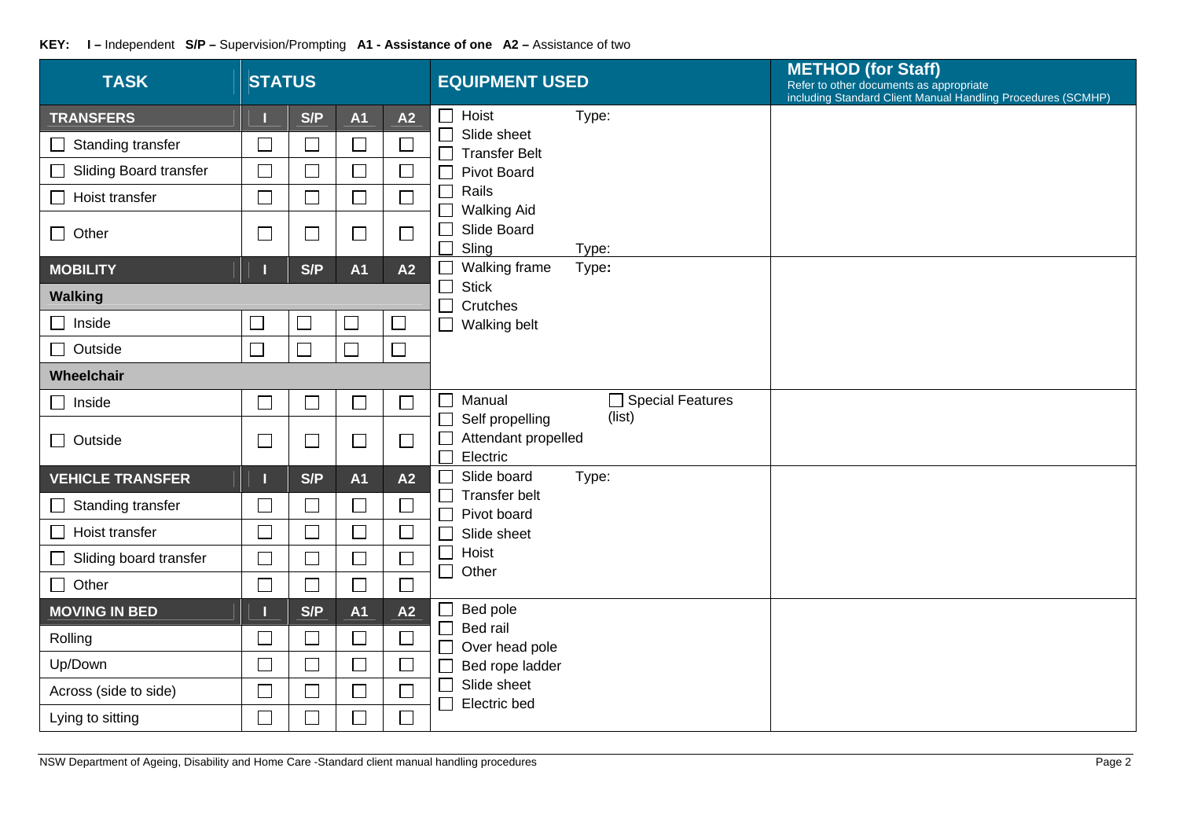**KEY: I –** Independent **S/P –** Supervision/Prompting **A1 - Assistance of one A2 –** Assistance of two

| TASK | STATUS | | | | EQUIPMENT USED | METHOD (for Staff) Refer to other documents as appropriate including Standard Client Manual Handling Procedures (SCMHP) |
|---|---|---|---|---|---|---|
| **TRANSFERS** | **I** | **S/P** | **A1** | **A2** | ☐ Hoist Type:<br>☐ Slide sheet<br>☐ Transfer Belt<br>☐ Pivot Board<br>☐ Rails<br>☐ Walking Aid<br>☐ Slide Board<br>☐ Sling Type: | |
| ☐ Standing transfer | ☐ | ☐ | ☐ | ☐ | | |
| ☐ Sliding Board transfer | ☐ | ☐ | ☐ | ☐ | | |
| ☐ Hoist transfer | ☐ | ☐ | ☐ | ☐ | | |
| ☐ Other | ☐ | ☐ | ☐ | ☐ | | |
| **MOBILITY** | **I** | **S/P** | **A1** | **A2** | ☐ Walking frame Type:<br>☐ Stick<br>☐ Crutches<br>☐ Walking belt | |
| **Walking** | | | | | | |
| ☐ Inside | ☐ | ☐ | ☐ | ☐ | | |
| ☐ Outside | ☐ | ☐ | ☐ | ☐ | | |
| **Wheelchair** | | | | | | |
| ☐ Inside | ☐ | ☐ | ☐ | ☐ | ☐ Manual ☐ Special Features (list)<br>☐ Self propelling<br>☐ Attendant propelled<br>☐ Electric | |
| ☐ Outside | ☐ | ☐ | ☐ | ☐ | | |
| **VEHICLE TRANSFER** | **I** | **S/P** | **A1** | **A2** | ☐ Slide board Type:<br>☐ Transfer belt<br>☐ Pivot board<br>☐ Slide sheet<br>☐ Hoist<br>☐ Other | |
| ☐ Standing transfer | ☐ | ☐ | ☐ | ☐ | | |
| ☐ Hoist transfer | ☐ | ☐ | ☐ | ☐ | | |
| ☐ Sliding board transfer | ☐ | ☐ | ☐ | ☐ | | |
| ☐ Other | ☐ | ☐ | ☐ | ☐ | | |
| **MOVING IN BED** | **I** | **S/P** | **A1** | **A2** | ☐ Bed pole<br>☐ Bed rail<br>☐ Over head pole<br>☐ Bed rope ladder<br>☐ Slide sheet<br>☐ Electric bed | |
| Rolling | ☐ | ☐ | ☐ | ☐ | | |
| Up/Down | ☐ | ☐ | ☐ | ☐ | | |
| Across (side to side) | ☐ | ☐ | ☐ | ☐ | | |
| Lying to sitting | ☐ | ☐ | ☐ | ☐ | | |

NSW Department of Ageing, Disability and Home Care -Standard client manual handling procedures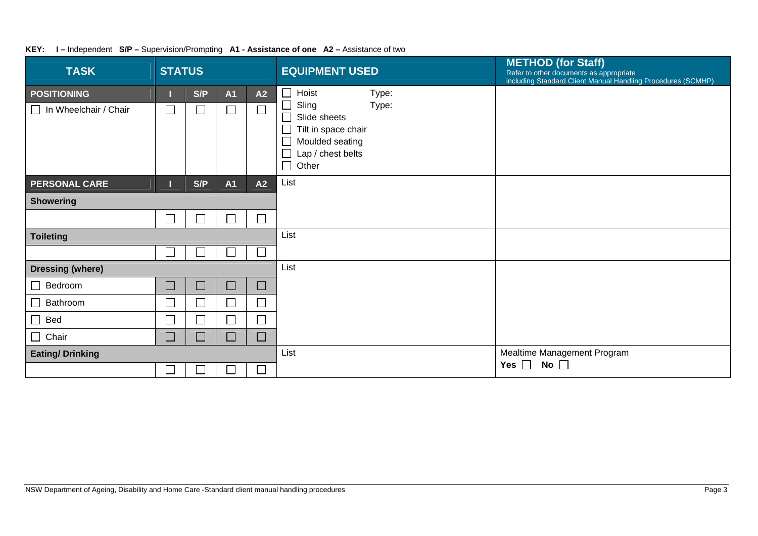**KEY:** **I –** Independent **S/P –** Supervision/Prompting **A1 - Assistance of one** **A2 –** Assistance of two

| TASK | STATUS | | | | EQUIPMENT USED | METHOD (for Staff) Refer to other documents as appropriate including Standard Client Manual Handling Procedures (SCMHP) |
|---|---|---|---|---|---|---|
| **POSITIONING** | **I** | **S/P** | **A1** | **A2** | ☐ Hoist Type: ☐ Sling Type: ☐ Slide sheets ☐ Tilt in space chair ☐ Moulded seating ☐ Lap / chest belts ☐ Other | |
| ☐ In Wheelchair / Chair | ☐ | ☐ | ☐ | ☐ | | |
| **PERSONAL CARE** | **I** | **S/P** | **A1** | **A2** | List | |
| **Showering** | | | | | | |
| | ☐ | ☐ | ☐ | ☐ | | |
| **Toileting** | | | | | List | |
| | ☐ | ☐ | ☐ | ☐ | | |
| **Dressing (where)** | | | | | List | |
| ☐ Bedroom | ☐ | ☐ | ☐ | ☐ | | |
| ☐ Bathroom | ☐ | ☐ | ☐ | ☐ | | |
| ☐ Bed | ☐ | ☐ | ☐ | ☐ | | |
| ☐ Chair | ☐ | ☐ | ☐ | ☐ | | |
| **Eating/ Drinking** | | | | | List | Mealtime Management Program **Yes** ☐ **No** ☐ |
| | ☐ | ☐ | ☐ | ☐ | | |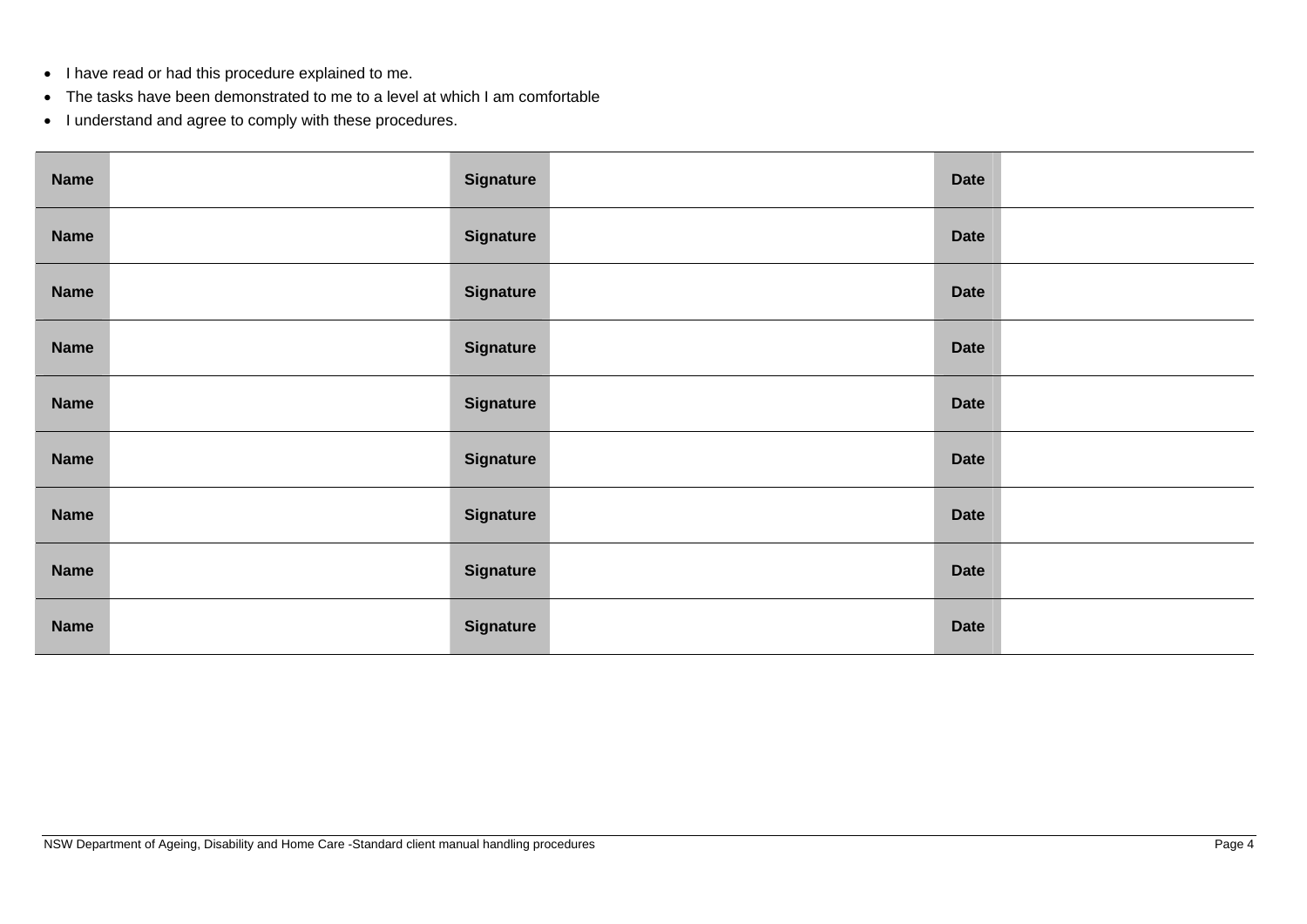- I have read or had this procedure explained to me.
- The tasks have been demonstrated to me to a level at which I am comfortable
- I understand and agree to comply with these procedures.

| | | | | | |
|---|---|---|---|---|---|
| **Name** | | **Signature** | | **Date** | |
| **Name** | | **Signature** | | **Date** | |
| **Name** | | **Signature** | | **Date** | |
| **Name** | | **Signature** | | **Date** | |
| **Name** | | **Signature** | | **Date** | |
| **Name** | | **Signature** | | **Date** | |
| **Name** | | **Signature** | | **Date** | |
| **Name** | | **Signature** | | **Date** | |
| **Name** | | **Signature** | | **Date** | |